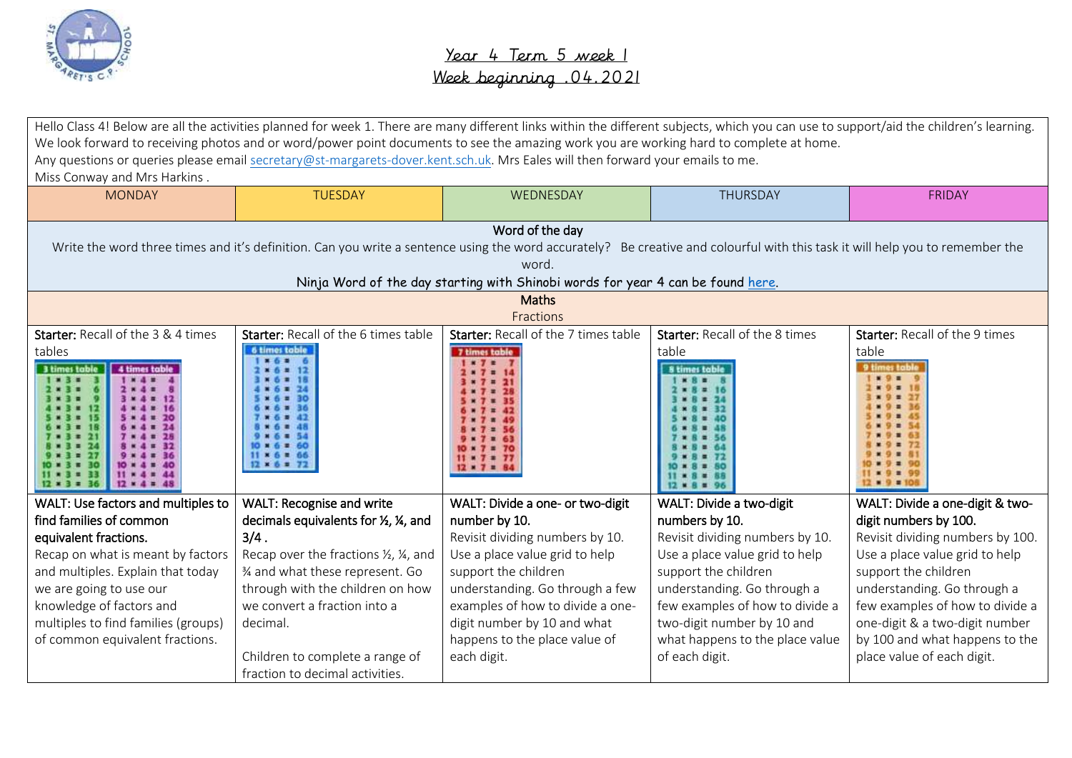# Year 4 Term 5 week 1

## Week beginning .04.2021

Hello Class 4! Below are all the activities planned for week 1. There are many different links within the different subjects, which you can use to support/aid the children's learning. We look forward to receiving photos and or word/power point documents to see the amazing work you are working hard to complete at home.
Any questions or queries please email secretary@st-margarets-dover.kent.sch.uk. Mrs Eales will then forward your emails to me.
Miss Conway and Mrs Harkins .

| MONDAY | TUESDAY | WEDNESDAY | THURSDAY | FRIDAY |
|---|---|---|---|---|
| **Word of the day**<br>Write the word three times and it's definition. Can you write a sentence using the word accurately? Be creative and colourful with this task it will help you to remember the word.<br>Ninja Word of the day starting with Shinobi words for year 4 can be found here. | | | | |
| **Maths**<br>Fractions | | | | |
| **Starter:** Recall of the 3 & 4 times tables<br>3 times table: 1 × 3 = 3, 2 × 3 = 6, 3 × 3 = 9, 4 × 3 = 12, 5 × 3 = 15, 6 × 3 = 18, 7 × 3 = 21, 8 × 3 = 24, 9 × 3 = 27, 10 × 3 = 30, 11 × 3 = 33, 12 × 3 = 36<br>4 times table: 1 × 4 = 4, 2 × 4 = 8, 3 × 4 = 12, 4 × 4 = 16, 5 × 4 = 20, 6 × 4 = 24, 7 × 4 = 28, 8 × 4 = 32, 9 × 4 = 36, 10 × 4 = 40, 11 × 4 = 44, 12 × 4 = 48 | **Starter:** Recall of the 6 times table<br>6 times table: 1 × 6 = 6, 2 × 6 = 12, 3 × 6 = 18, 4 × 6 = 24, 5 × 6 = 30, 6 × 6 = 36, 7 × 6 = 42, 8 × 6 = 48, 9 × 6 = 54, 10 × 6 = 60, 11 × 6 = 66, 12 × 6 = 72 | **Starter:** Recall of the 7 times table<br>7 times table: 1 × 7 = 7, 2 × 7 = 14, 3 × 7 = 21, 4 × 7 = 28, 5 × 7 = 35, 6 × 7 = 42, 7 × 7 = 49, 8 × 7 = 56, 9 × 7 = 63, 10 × 7 = 70, 11 × 7 = 77, 12 × 7 = 84 | **Starter:** Recall of the 8 times table<br>8 times table: 1 × 8 = 8, 2 × 8 = 16, 3 × 8 = 24, 4 × 8 = 32, 5 × 8 = 40, 6 × 8 = 48, 7 × 8 = 56, 8 × 8 = 64, 9 × 8 = 72, 10 × 8 = 80, 11 × 8 = 88, 12 × 8 = 96 | **Starter:** Recall of the 9 times table<br>9 times table: 1 × 9 = 9, 2 × 9 = 18, 3 × 9 = 27, 4 × 9 = 36, 5 × 9 = 45, 6 × 9 = 54, 7 × 9 = 63, 8 × 9 = 72, 9 × 9 = 81, 10 × 9 = 90, 11 × 9 = 99, 12 × 9 = 108 |
| **WALT: Use factors and multiples to find families of common equivalent fractions.**<br>Recap on what is meant by factors and multiples. Explain that today we are going to use our knowledge of factors and multiples to find families (groups) of common equivalent fractions. | **WALT: Recognise and write decimals equivalents for ½, ¼, and 3/4 .**<br>Recap over the fractions ½, ¼, and ¾ and what these represent. Go through with the children on how we convert a fraction into a decimal.<br><br>Children to complete a range of fraction to decimal activities. | **WALT: Divide a one- or two-digit number by 10.**<br>Revisit dividing numbers by 10. Use a place value grid to help support the children understanding. Go through a few examples of how to divide a one-digit number by 10 and what happens to the place value of each digit. | **WALT: Divide a two-digit numbers by 10.**<br>Revisit dividing numbers by 10. Use a place value grid to help support the children understanding. Go through a few examples of how to divide a two-digit number by 10 and what happens to the place value of each digit. | **WALT: Divide a one-digit & two-digit numbers by 100.**<br>Revisit dividing numbers by 100. Use a place value grid to help support the children understanding. Go through a few examples of how to divide a one-digit & a two-digit number by 100 and what happens to the place value of each digit. |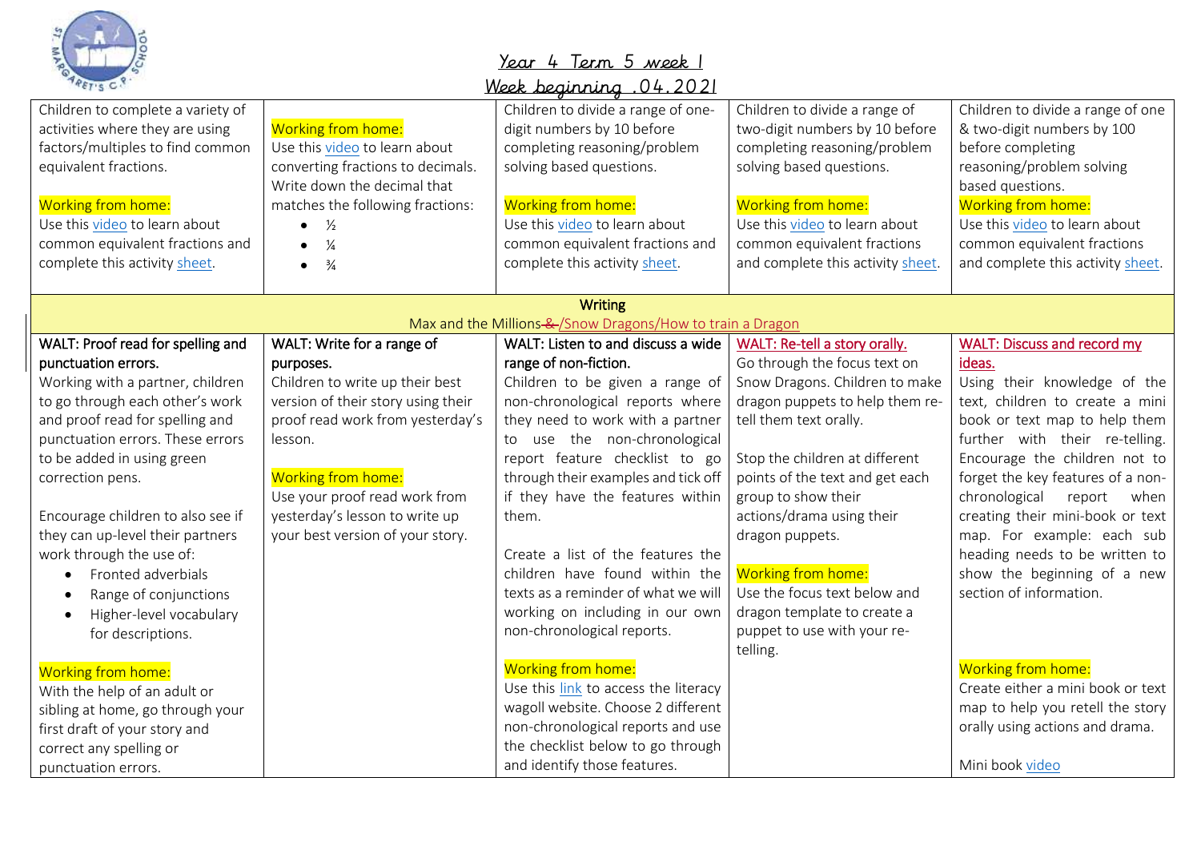## Year 4 Term 5 week 1

## Week beginning .04.2021

| | | | | |
|---|---|---|---|---|
| Children to complete a variety of activities where they are using factors/multiples to find common equivalent fractions.<br><br>Working from home:<br>Use this video to learn about common equivalent fractions and complete this activity sheet. | Working from home:<br>Use this video to learn about converting fractions to decimals. Write down the decimal that matches the following fractions:<br>• ½<br>• ¼<br>• ¾ | Children to divide a range of one-digit numbers by 10 before completing reasoning/problem solving based questions.<br><br>Working from home:<br>Use this video to learn about common equivalent fractions and complete this activity sheet. | Children to divide a range of two-digit numbers by 10 before completing reasoning/problem solving based questions.<br><br>Working from home:<br>Use this video to learn about common equivalent fractions and complete this activity sheet. | Children to divide a range of one & two-digit numbers by 100 before completing reasoning/problem solving based questions.<br>Working from home:<br>Use this video to learn about common equivalent fractions and complete this activity sheet. |
| **Writing**<br>Max and the Millions ~~&~~ /Snow Dragons/How to train a Dragon | | | | |
| **WALT: Proof read for spelling and punctuation errors.**<br>Working with a partner, children to go through each other's work and proof read for spelling and punctuation errors. These errors to be added in using green correction pens.<br><br>Encourage children to also see if they can up-level their partners work through the use of:<br>• Fronted adverbials<br>• Range of conjunctions<br>• Higher-level vocabulary for descriptions.<br><br>Working from home:<br>With the help of an adult or sibling at home, go through your first draft of your story and correct any spelling or punctuation errors. | **WALT: Write for a range of purposes.**<br>Children to write up their best version of their story using their proof read work from yesterday's lesson.<br><br>Working from home:<br>Use your proof read work from yesterday's lesson to write up your best version of your story. | **WALT: Listen to and discuss a wide range of non-fiction.**<br>Children to be given a range of non-chronological reports where they need to work with a partner to use the non-chronological report feature checklist to go through their examples and tick off if they have the features within them.<br><br>Create a list of the features the children have found within the texts as a reminder of what we will working on including in our own non-chronological reports.<br><br>Working from home:<br>Use this link to access the literacy wagoll website. Choose 2 different non-chronological reports and use the checklist below to go through and identify those features. | **WALT: Re-tell a story orally.**<br>Go through the focus text on Snow Dragons. Children to make dragon puppets to help them re-tell them text orally.<br><br>Stop the children at different points of the text and get each group to show their actions/drama using their dragon puppets.<br><br>Working from home:<br>Use the focus text below and dragon template to create a puppet to use with your re-telling. | **WALT: Discuss and record my ideas.**<br>Using their knowledge of the text, children to create a mini book or text map to help them further with their re-telling. Encourage the children not to forget the key features of a non-chronological report when creating their mini-book or text map. For example: each sub heading needs to be written to show the beginning of a new section of information.<br><br>Working from home:<br>Create either a mini book or text map to help you retell the story orally using actions and drama.<br><br>Mini book video |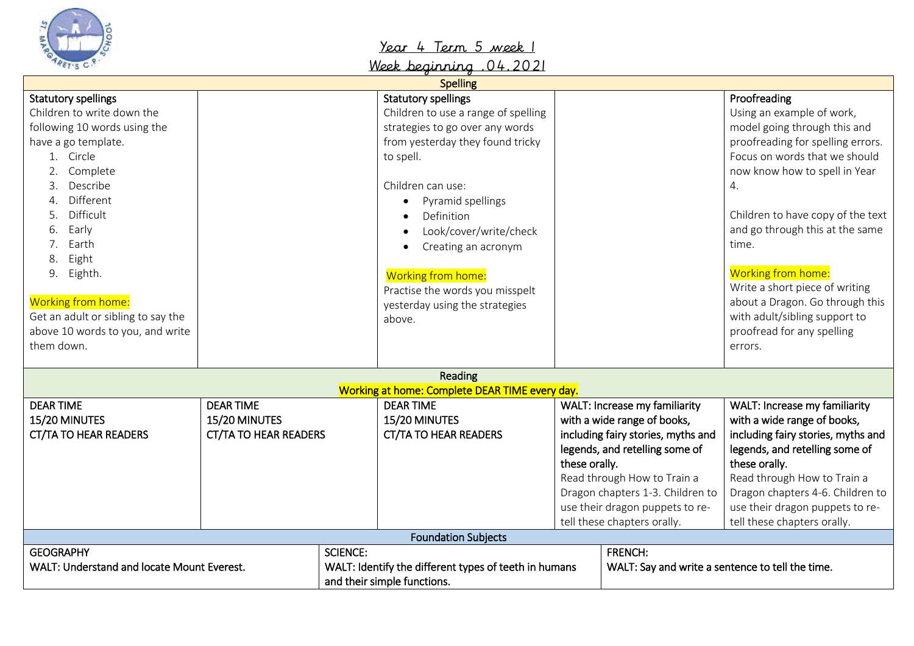# Year 4 Term 5 week 1

## Week beginning .04.2021

| Spelling | | | | |
|---|---|---|---|---|
| **Statutory spellings**<br>Children to write down the following 10 words using the have a go template.<br>1. Circle<br>2. Complete<br>3. Describe<br>4. Different<br>5. Difficult<br>6. Early<br>7. Earth<br>8. Eight<br>9. Eighth.<br><br>Working from home:<br>Get an adult or sibling to say the above 10 words to you, and write them down. | | **Statutory spellings**<br>Children to use a range of spelling strategies to go over any words from yesterday they found tricky to spell.<br><br>Children can use:<br>• Pyramid spellings<br>• Definition<br>• Look/cover/write/check<br>• Creating an acronym<br><br>Working from home:<br>Practise the words you misspelt yesterday using the strategies above. | | **Proofreading**<br>Using an example of work, model going through this and proofreading for spelling errors. Focus on words that we should now know how to spell in Year 4.<br><br>Children to have copy of the text and go through this at the same time.<br><br>Working from home:<br>Write a short piece of writing about a Dragon. Go through this with adult/sibling support to proofread for any spelling errors. |

| Reading<br>Working at home: Complete DEAR TIME every day. | | | | |
|---|---|---|---|---|
| **DEAR TIME<br>15/20 MINUTES<br>CT/TA TO HEAR READERS** | **DEAR TIME<br>15/20 MINUTES<br>CT/TA TO HEAR READERS** | **DEAR TIME<br>15/20 MINUTES<br>CT/TA TO HEAR READERS** | **WALT: Increase my familiarity with a wide range of books, including fairy stories, myths and legends, and retelling some of these orally.**<br>Read through How to Train a Dragon chapters 1-3. Children to use their dragon puppets to re-tell these chapters orally. | **WALT: Increase my familiarity with a wide range of books, including fairy stories, myths and legends, and retelling some of these orally.**<br>Read through How to Train a Dragon chapters 4-6. Children to use their dragon puppets to re-tell these chapters orally. |

| Foundation Subjects | | |
|---|---|---|
| **GEOGRAPHY<br>WALT: Understand and locate Mount Everest.** | **SCIENCE:<br>WALT: Identify the different types of teeth in humans and their simple functions.** | **FRENCH:<br>WALT: Say and write a sentence to tell the time.** |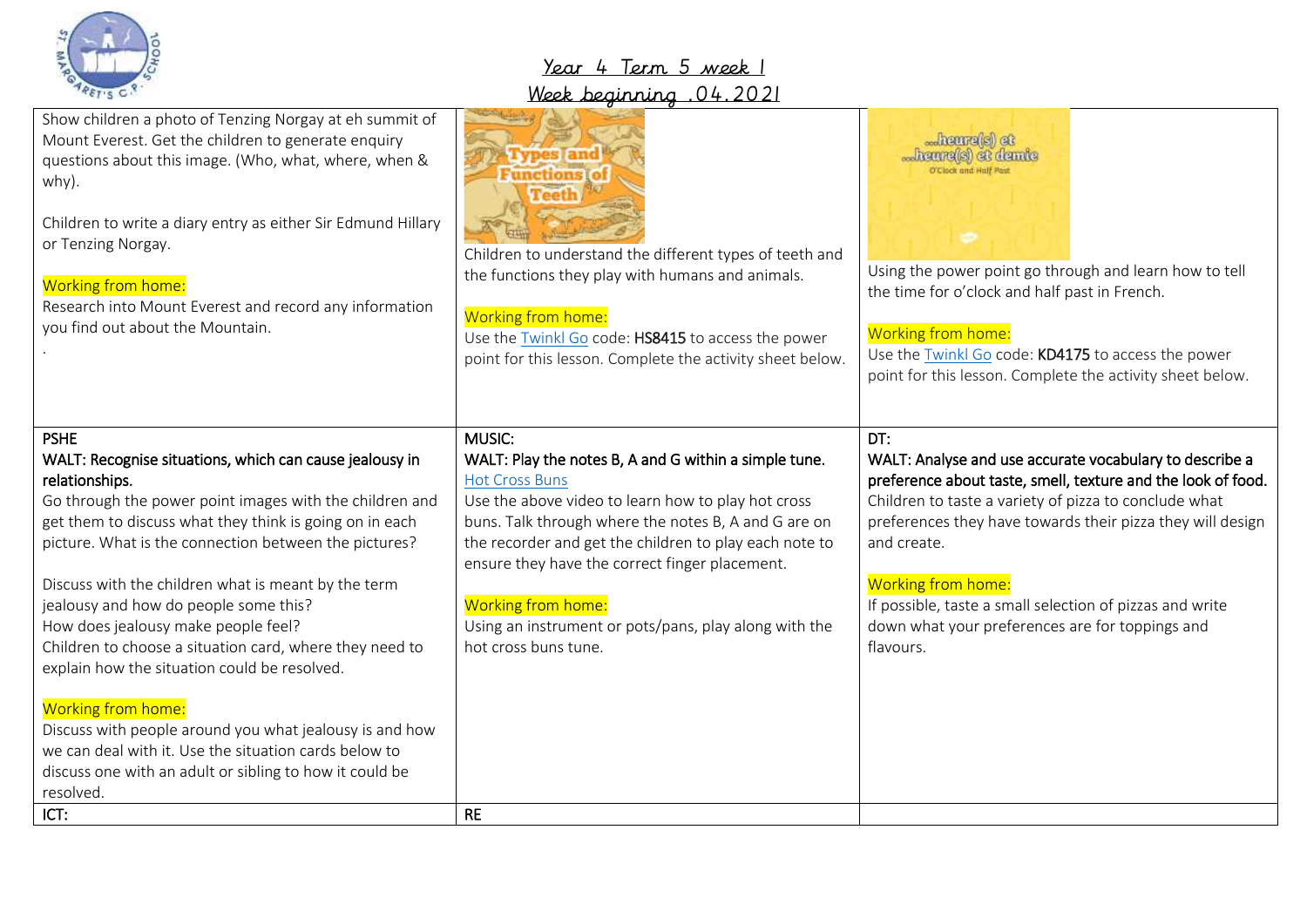Year 4 Term 5 week 1

Week beginning .04.2021

| | | |
|---|---|---|
| Show children a photo of Tenzing Norgay at eh summit of Mount Everest. Get the children to generate enquiry questions about this image. (Who, what, where, when & why).<br><br>Children to write a diary entry as either Sir Edmund Hillary or Tenzing Norgay.<br><br>Working from home:<br>Research into Mount Everest and record any information you find out about the Mountain.<br>. | Types and Functions of Teeth<br><br>Children to understand the different types of teeth and the functions they play with humans and animals.<br><br>Working from home:<br>Use the Twinkl Go code: **HS8415** to access the power point for this lesson. Complete the activity sheet below. | ...heure(s) et ...heure(s) et demie<br>O'Clock and Half Past<br><br>Using the power point go through and learn how to tell the time for o'clock and half past in French.<br><br>Working from home:<br>Use the Twinkl Go code: **KD4175** to access the power point for this lesson. Complete the activity sheet below. |
| **PSHE**<br>**WALT: Recognise situations, which can cause jealousy in relationships.**<br>Go through the power point images with the children and get them to discuss what they think is going on in each picture. What is the connection between the pictures?<br><br>Discuss with the children what is meant by the term jealousy and how do people some this?<br>How does jealousy make people feel?<br>Children to choose a situation card, where they need to explain how the situation could be resolved.<br><br>Working from home:<br>Discuss with people around you what jealousy is and how we can deal with it. Use the situation cards below to discuss one with an adult or sibling to how it could be resolved. | **MUSIC:**<br>**WALT: Play the notes B, A and G within a simple tune.**<br>Hot Cross Buns<br>Use the above video to learn how to play hot cross buns. Talk through where the notes B, A and G are on the recorder and get the children to play each note to ensure they have the correct finger placement.<br><br>Working from home:<br>Using an instrument or pots/pans, play along with the hot cross buns tune. | **DT:**<br>**WALT: Analyse and use accurate vocabulary to describe a preference about taste, smell, texture and the look of food.**<br>Children to taste a variety of pizza to conclude what preferences they have towards their pizza they will design and create.<br><br>Working from home:<br>If possible, taste a small selection of pizzas and write down what your preferences are for toppings and flavours. |
| **ICT:** | **RE** | |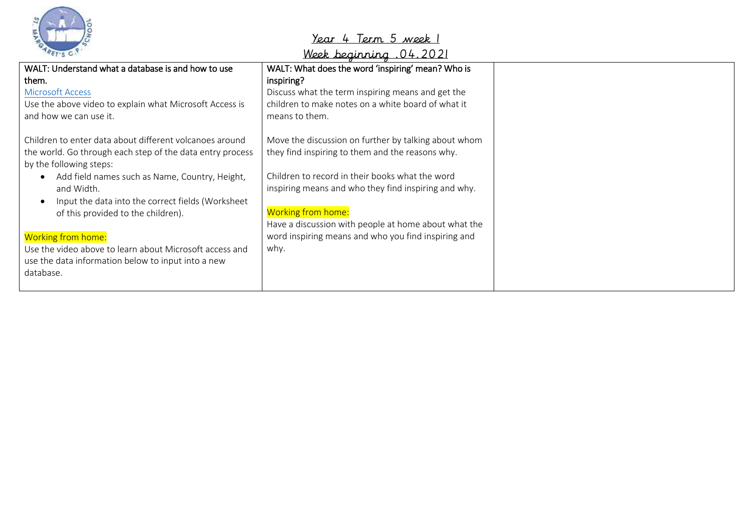## Year 4 Term 5 week 1

## Week beginning .04.2021

| WALT: Understand what a database is and how to use them.<br>Microsoft Access<br>Use the above video to explain what Microsoft Access is and how we can use it.<br><br>Children to enter data about different volcanoes around the world. Go through each step of the data entry process by the following steps:<br>• Add field names such as Name, Country, Height, and Width.<br>• Input the data into the correct fields (Worksheet of this provided to the children).<br><br>Working from home:<br>Use the video above to learn about Microsoft access and use the data information below to input into a new database. | WALT: What does the word 'inspiring' mean? Who is inspiring?<br>Discuss what the term inspiring means and get the children to make notes on a white board of what it means to them.<br><br>Move the discussion on further by talking about whom they find inspiring to them and the reasons why.<br><br>Children to record in their books what the word inspiring means and who they find inspiring and why.<br><br>Working from home:<br>Have a discussion with people at home about what the word inspiring means and who you find inspiring and why. | |
|---|---|---|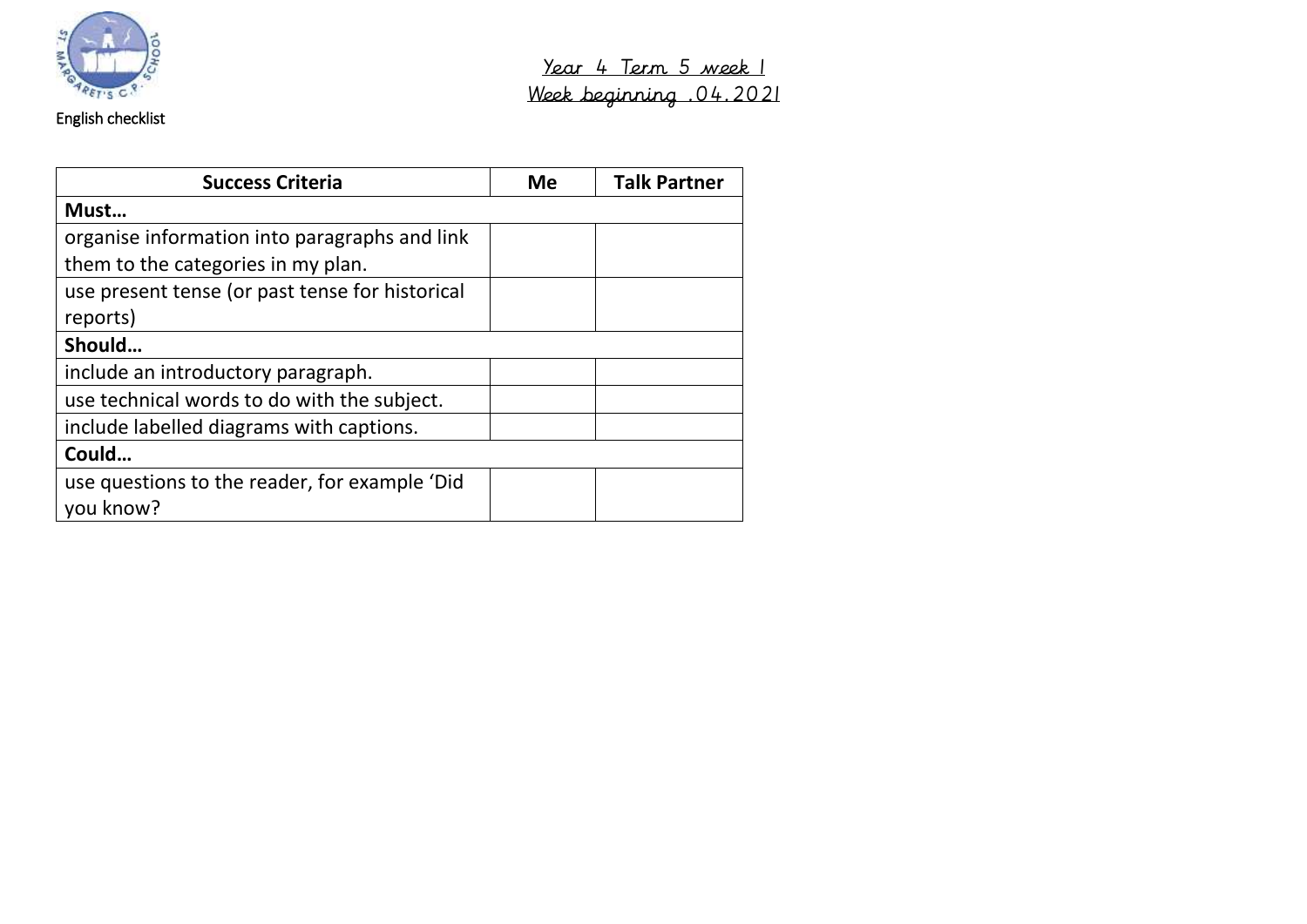English checklist

Year 4 Term 5 week 1
Week beginning .04.2021

| Success Criteria | Me | Talk Partner |
|---|---|---|
| **Must…** | | |
| organise information into paragraphs and link them to the categories in my plan. | | |
| use present tense (or past tense for historical reports) | | |
| **Should…** | | |
| include an introductory paragraph. | | |
| use technical words to do with the subject. | | |
| include labelled diagrams with captions. | | |
| **Could…** | | |
| use questions to the reader, for example 'Did you know? | | |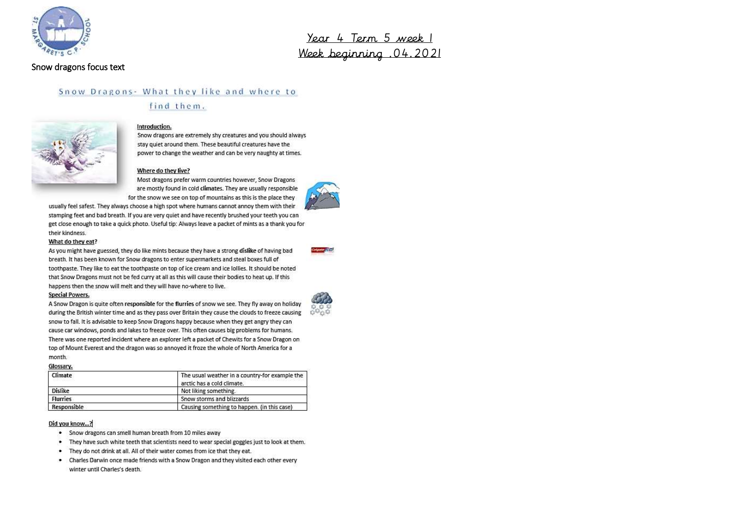Year 4 Term 5 week 1
Week beginning .04.2021

Snow dragons focus text

# Snow Dragons- What they like and where to find them.

**Introduction.**

Snow dragons are extremely shy creatures and you should always stay quiet around them. These beautiful creatures have the power to change the weather and can be very naughty at times.

**Where do they live?**

Most dragons prefer warm countries however, Snow Dragons are mostly found in cold **climates.** They are usually responsible for the snow we see on top of mountains as this is the place they usually feel safest. They always choose a high spot where humans cannot annoy them with their stamping feet and bad breath. If you are very quiet and have recently brushed your teeth you can get close enough to take a quick photo. Useful tip: Always leave a packet of mints as a thank you for their kindness.

**What do they eat?**

As you might have guessed, they do like mints because they have a strong **dislike** of having bad breath. It has been known for Snow dragons to enter supermarkets and steal boxes full of toothpaste. They like to eat the toothpaste on top of ice cream and ice lollies. It should be noted that Snow Dragons must not be fed curry at all as this will cause their bodies to heat up. If this happens then the snow will melt and they will have no-where to live.

**Special Powers.**

A Snow Dragon is quite often **responsible** for the **flurries** of snow we see. They fly away on holiday during the British winter time and as they pass over Britain they cause the clouds to freeze causing snow to fall. It is advisable to keep Snow Dragons happy because when they get angry they can cause car windows, ponds and lakes to freeze over. This often causes big problems for humans. There was one reported incident where an explorer left a packet of Chewits for a Snow Dragon on top of Mount Everest and the dragon was so annoyed it froze the whole of North America for a month.

**Glossary.**

| Word | Meaning |
| --- | --- |
| Climate | The usual weather in a country-for example the arctic has a cold climate. |
| Dislike | Not liking something. |
| Flurries | Snow storms and blizzards |
| Responsible | Causing something to happen. (in this case) |

**Did you know...?**

- Snow dragons can smell human breath from 10 miles away
- They have such white teeth that scientists need to wear special goggles just to look at them.
- They do not drink at all. All of their water comes from ice that they eat.
- Charles Darwin once made friends with a Snow Dragon and they visited each other every winter until Charles's death.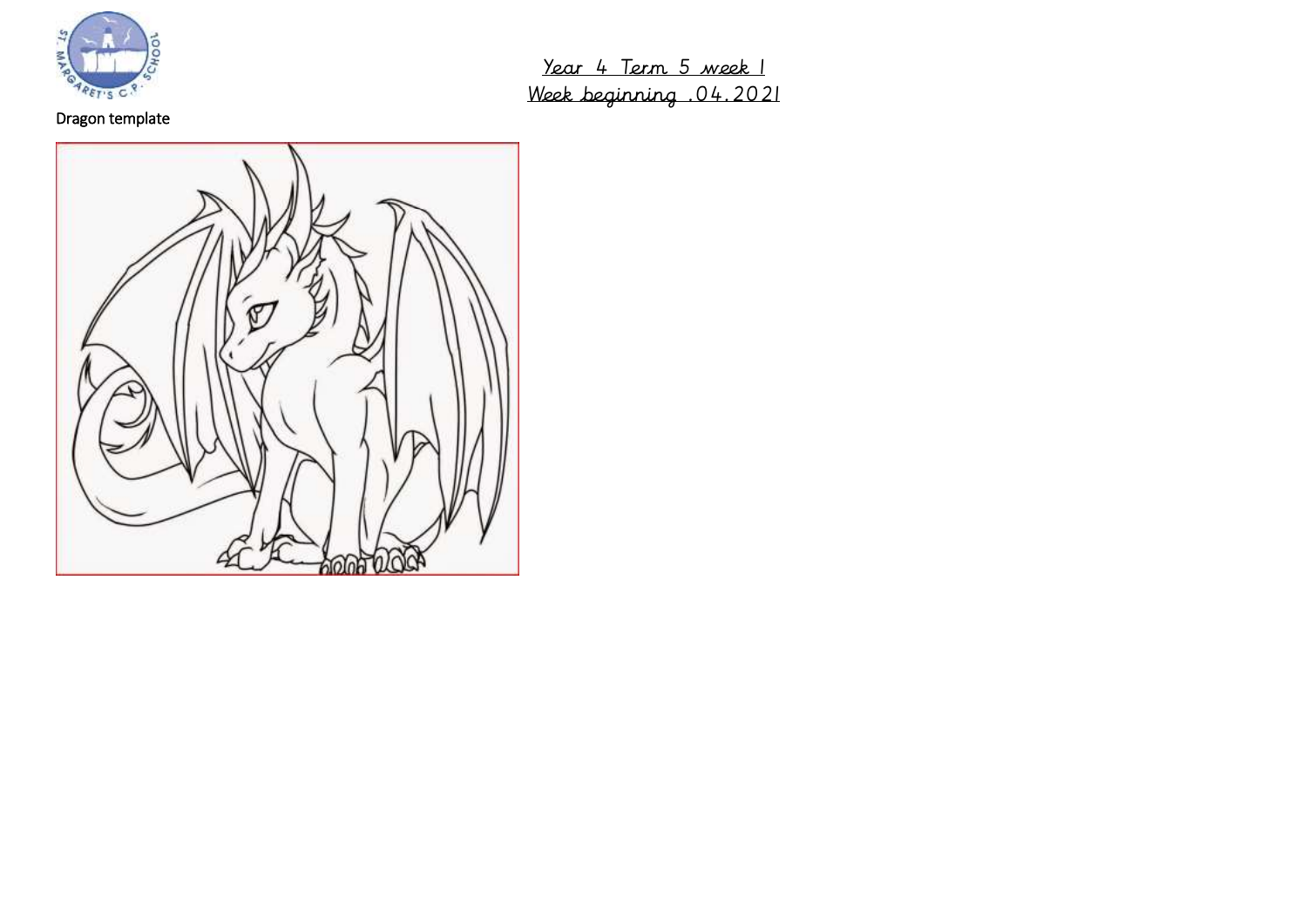Year 4 Term 5 week 1

Week beginning .04.2021

Dragon template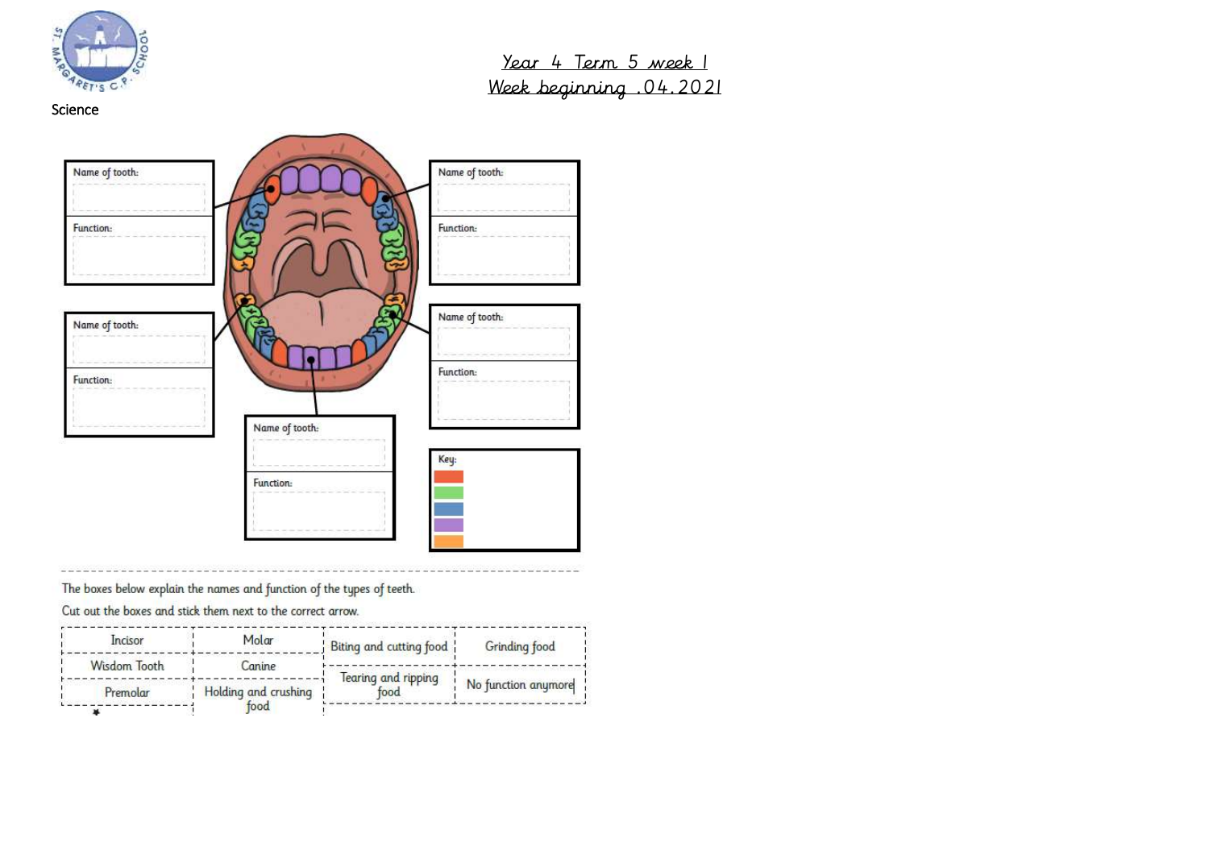Science

Year 4 Term 5 week 1
Week beginning .04.2021

Name of tooth:

Function:

Name of tooth:

Function:

Name of tooth:

Function:

Name of tooth:

Function:

Name of tooth:

Function:

Key:

---

The boxes below explain the names and function of the types of teeth.

Cut out the boxes and stick them next to the correct arrow.

| Incisor | Molar | Biting and cutting food | Grinding food |
|---|---|---|---|
| Wisdom Tooth | Canine | Tearing and ripping food | No function anymore |
| Premolar | Holding and crushing food | | |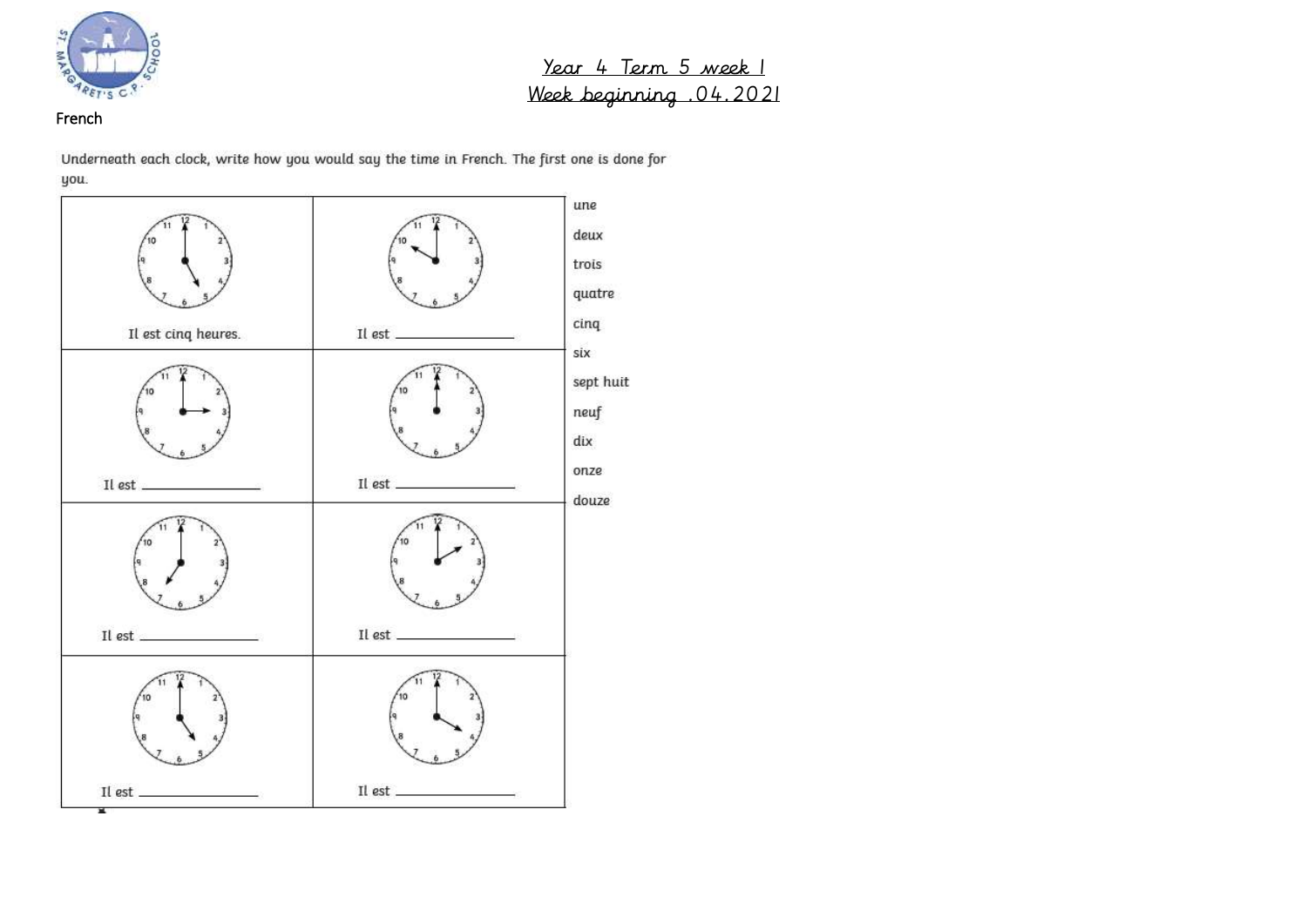French

Year 4 Term 5 week 1
Week beginning .04.2021

Underneath each clock, write how you would say the time in French. The first one is done for you.

| | |
|---|---|
| Il est cinq heures. | Il est ____________ |
| Il est ____________ | Il est ____________ |
| Il est ____________ | Il est ____________ |
| Il est ____________ | Il est ____________ |

une

deux

trois

quatre

cinq

six

sept huit

neuf

dix

onze

douze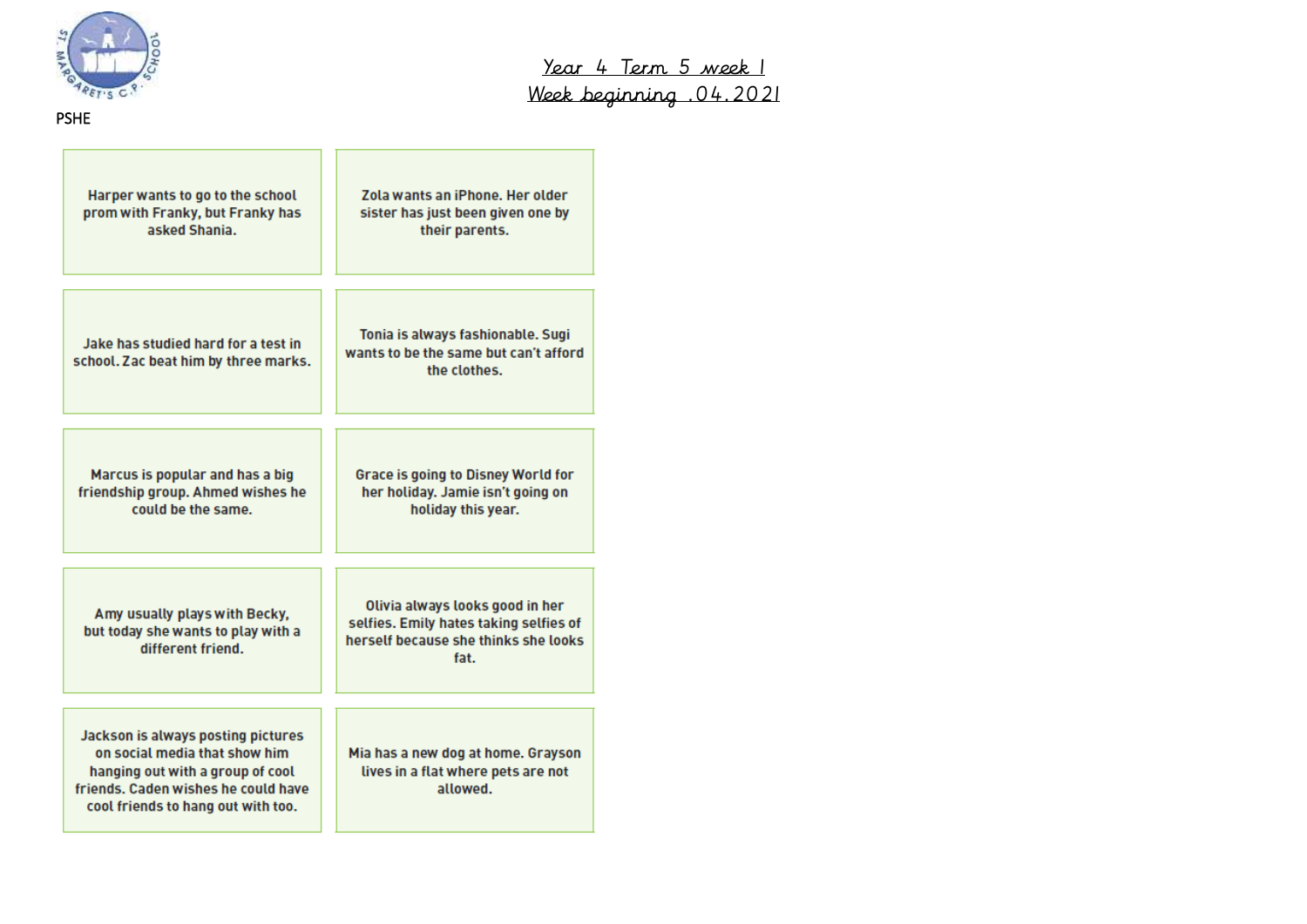Year 4 Term 5 week 1

Week beginning .04.2021

PSHE

| | |
|---|---|
| Harper wants to go to the school prom with Franky, but Franky has asked Shania. | Zola wants an iPhone. Her older sister has just been given one by their parents. |
| Jake has studied hard for a test in school. Zac beat him by three marks. | Tonia is always fashionable. Sugi wants to be the same but can't afford the clothes. |
| Marcus is popular and has a big friendship group. Ahmed wishes he could be the same. | Grace is going to Disney World for her holiday. Jamie isn't going on holiday this year. |
| Amy usually plays with Becky, but today she wants to play with a different friend. | Olivia always looks good in her selfies. Emily hates taking selfies of herself because she thinks she looks fat. |
| Jackson is always posting pictures on social media that show him hanging out with a group of cool friends. Caden wishes he could have cool friends to hang out with too. | Mia has a new dog at home. Grayson lives in a flat where pets are not allowed. |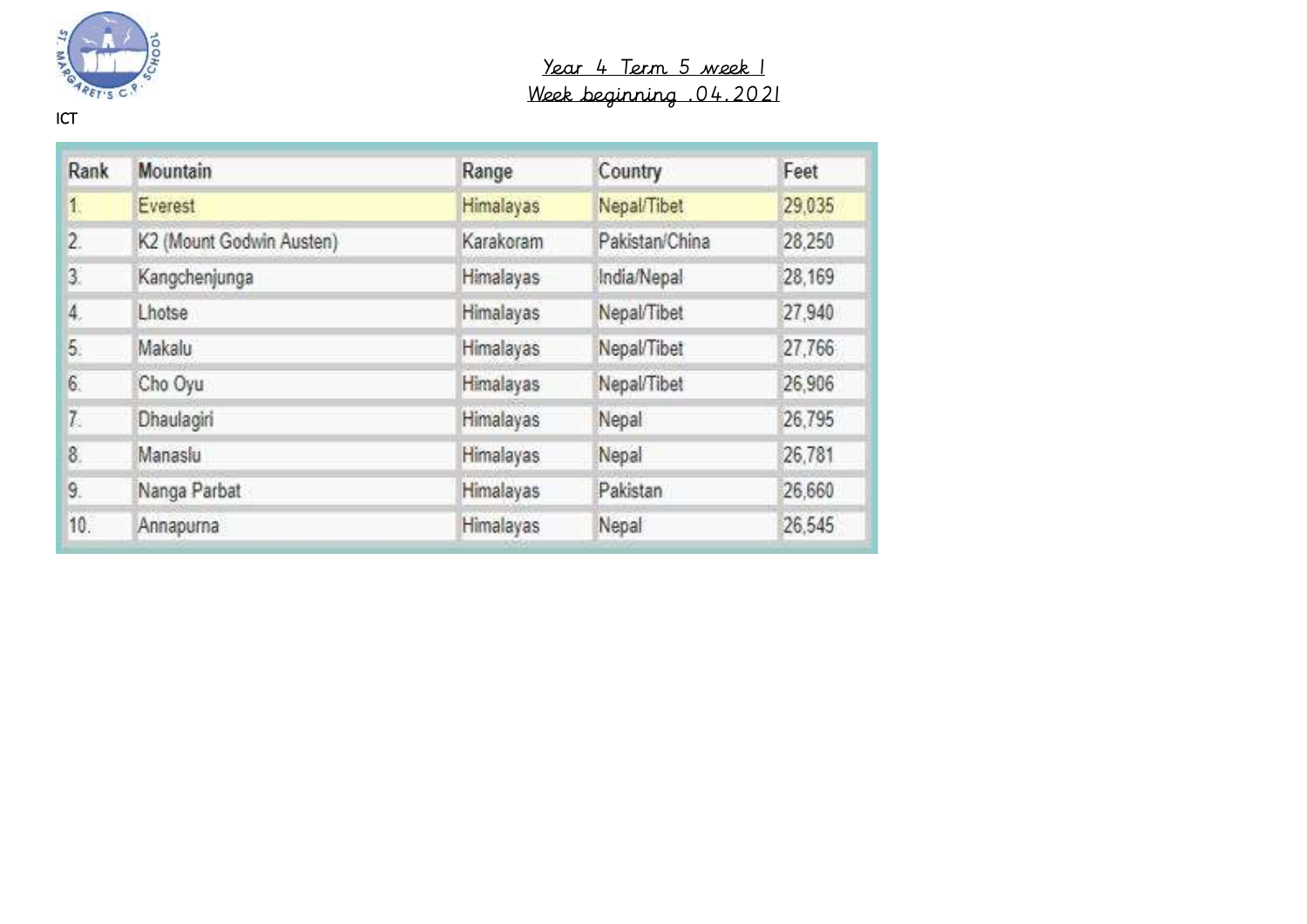Year 4 Term 5 week 1

Week beginning .04.2021

ICT

| Rank | Mountain | Range | Country | Feet |
|---|---|---|---|---|
| 1. | Everest | Himalayas | Nepal/Tibet | 29,035 |
| 2. | K2 (Mount Godwin Austen) | Karakoram | Pakistan/China | 28,250 |
| 3. | Kangchenjunga | Himalayas | India/Nepal | 28,169 |
| 4. | Lhotse | Himalayas | Nepal/Tibet | 27,940 |
| 5. | Makalu | Himalayas | Nepal/Tibet | 27,766 |
| 6. | Cho Oyu | Himalayas | Nepal/Tibet | 26,906 |
| 7. | Dhaulagiri | Himalayas | Nepal | 26,795 |
| 8. | Manaslu | Himalayas | Nepal | 26,781 |
| 9. | Nanga Parbat | Himalayas | Pakistan | 26,660 |
| 10. | Annapurna | Himalayas | Nepal | 26,545 |